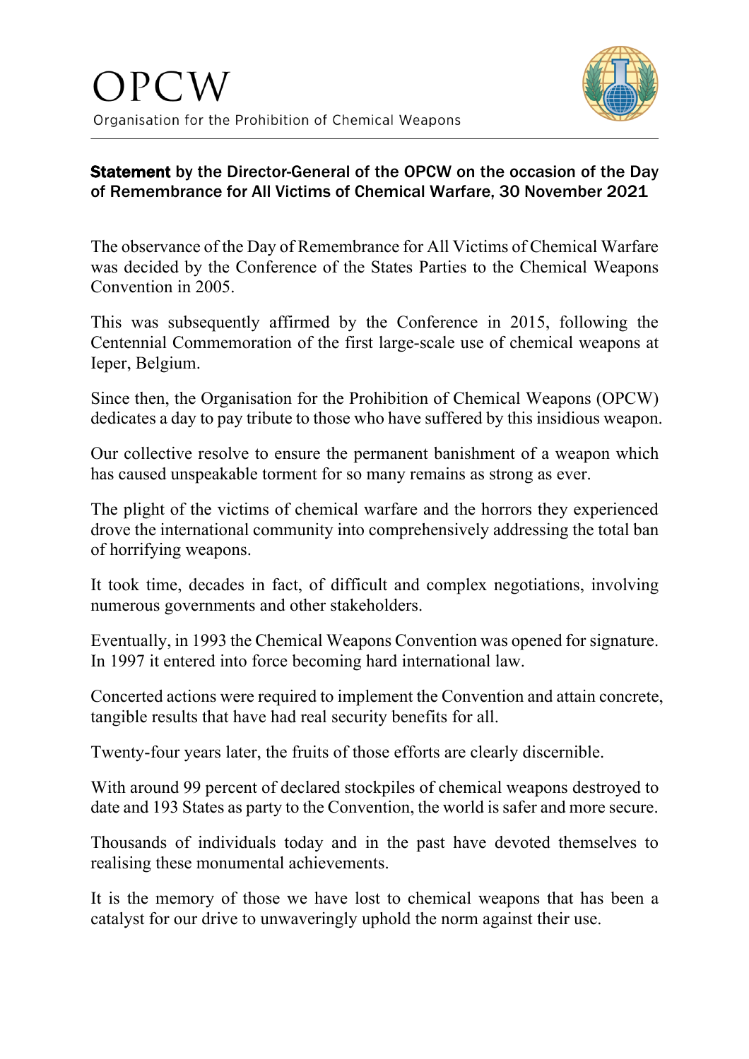# OPCW

Organisation for the Prohibition of Chemical Weapons

**Statement by the Director-General of the OPCW on the occasion of the Day of Remembrance for All Victims of Chemical Warfare, 30 November 2021**

The observance of the Day of Remembrance for All Victims of Chemical Warfare was decided by the Conference of the States Parties to the Chemical Weapons Convention in 2005.

This was subsequently affirmed by the Conference in 2015, following the Centennial Commemoration of the first large-scale use of chemical weapons at Ieper, Belgium.

Since then, the Organisation for the Prohibition of Chemical Weapons (OPCW) dedicates a day to pay tribute to those who have suffered by this insidious weapon.

Our collective resolve to ensure the permanent banishment of a weapon which has caused unspeakable torment for so many remains as strong as ever.

The plight of the victims of chemical warfare and the horrors they experienced drove the international community into comprehensively addressing the total ban of horrifying weapons.

It took time, decades in fact, of difficult and complex negotiations, involving numerous governments and other stakeholders.

Eventually, in 1993 the Chemical Weapons Convention was opened for signature. In 1997 it entered into force becoming hard international law.

Concerted actions were required to implement the Convention and attain concrete, tangible results that have had real security benefits for all.

Twenty-four years later, the fruits of those efforts are clearly discernible.

With around 99 percent of declared stockpiles of chemical weapons destroyed to date and 193 States as party to the Convention, the world is safer and more secure.

Thousands of individuals today and in the past have devoted themselves to realising these monumental achievements.

It is the memory of those we have lost to chemical weapons that has been a catalyst for our drive to unwaveringly uphold the norm against their use.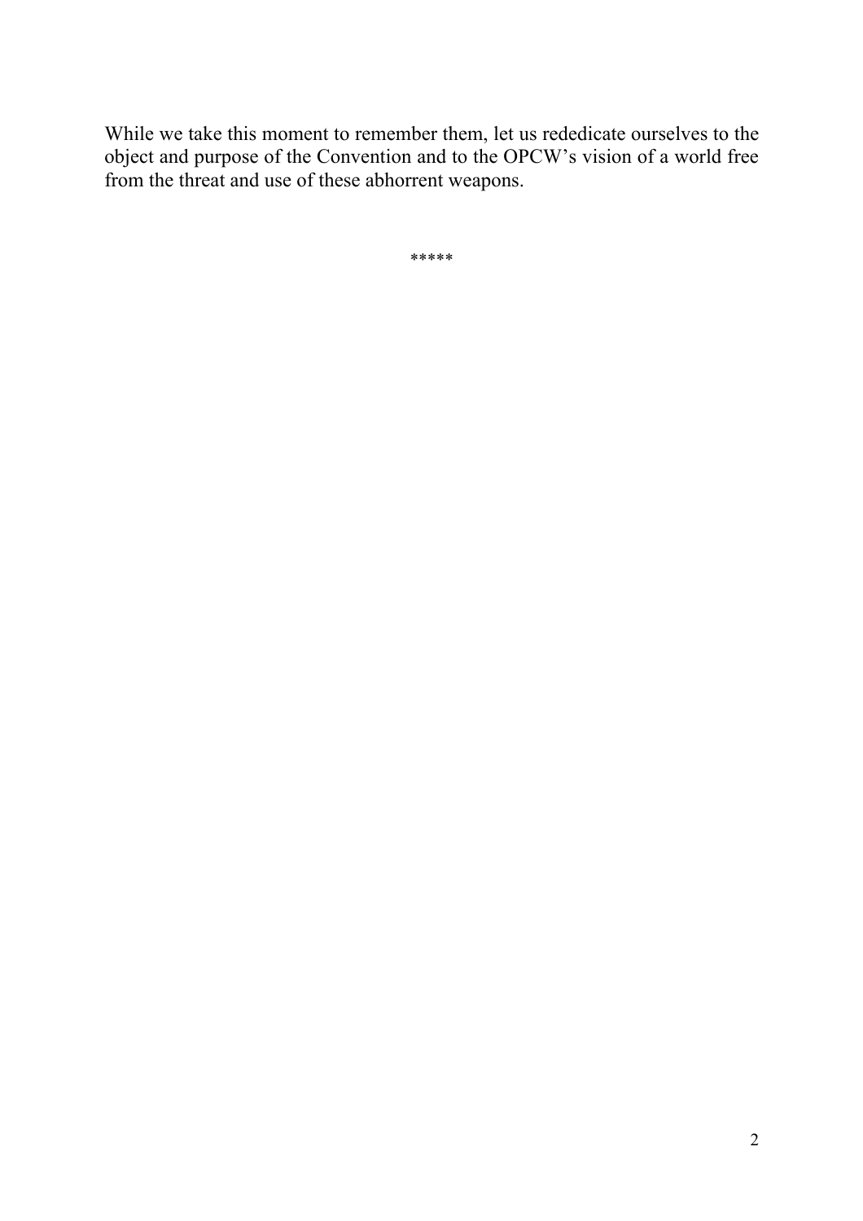While we take this moment to remember them, let us rededicate ourselves to the object and purpose of the Convention and to the OPCW's vision of a world free from the threat and use of these abhorrent weapons.

*****